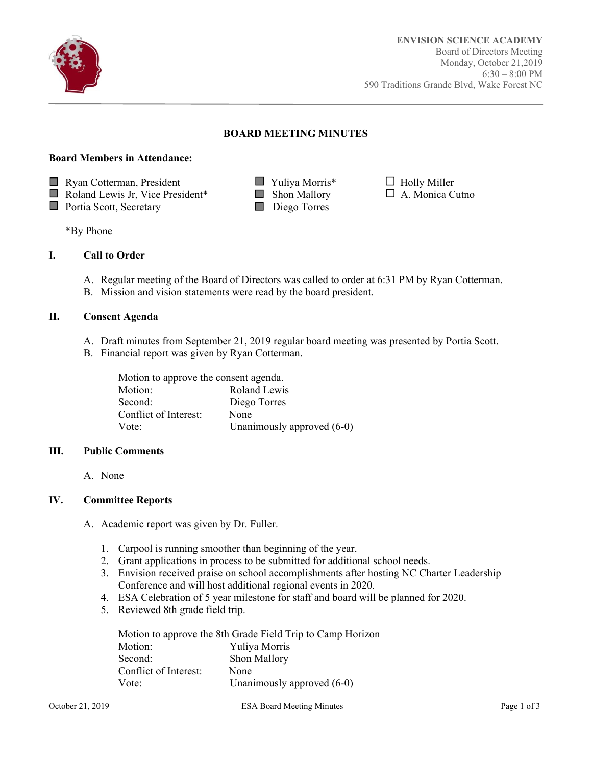**ENVISION SCIENCE ACADEMY**
Board of Directors Meeting
Monday, October 21,2019
6:30 – 8:00 PM
590 Traditions Grande Blvd, Wake Forest NC

## BOARD MEETING MINUTES

**Board Members in Attendance:**

- ■ Ryan Cotterman, President
- ■ Roland Lewis Jr, Vice President*
- ■ Portia Scott, Secretary
- ■ Yuliya Morris*
- ■ Shon Mallory
- ■ Diego Torres
- ☐ Holly Miller
- ☐ A. Monica Cutno

*By Phone

### I. Call to Order

A. Regular meeting of the Board of Directors was called to order at 6:31 PM by Ryan Cotterman.
B. Mission and vision statements were read by the board president.

### II. Consent Agenda

A. Draft minutes from September 21, 2019 regular board meeting was presented by Portia Scott.
B. Financial report was given by Ryan Cotterman.

Motion to approve the consent agenda.

| | |
|---|---|
| Motion: | Roland Lewis |
| Second: | Diego Torres |
| Conflict of Interest: | None |
| Vote: | Unanimously approved (6-0) |

### III. Public Comments

A. None

### IV. Committee Reports

A. Academic report was given by Dr. Fuller.

1. Carpool is running smoother than beginning of the year.
2. Grant applications in process to be submitted for additional school needs.
3. Envision received praise on school accomplishments after hosting NC Charter Leadership Conference and will host additional regional events in 2020.
4. ESA Celebration of 5 year milestone for staff and board will be planned for 2020.
5. Reviewed 8th grade field trip.

Motion to approve the 8th Grade Field Trip to Camp Horizon

| | |
|---|---|
| Motion: | Yuliya Morris |
| Second: | Shon Mallory |
| Conflict of Interest: | None |
| Vote: | Unanimously approved (6-0) |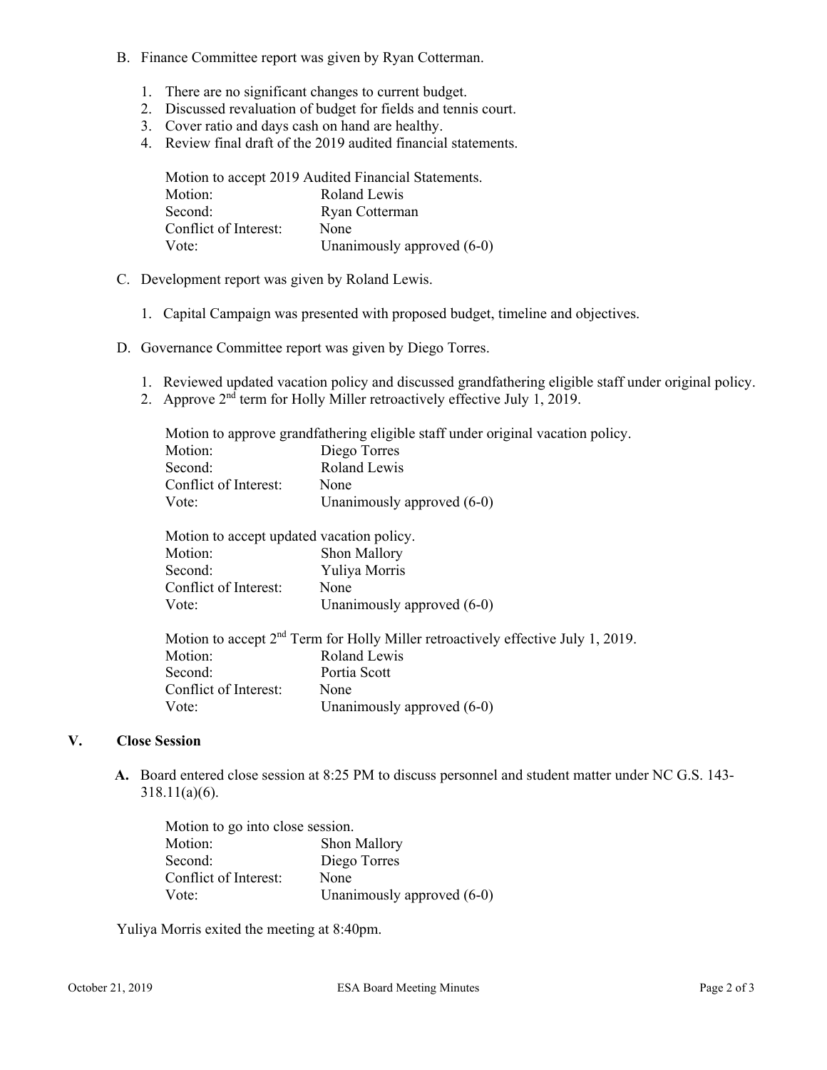B. Finance Committee report was given by Ryan Cotterman.

1. There are no significant changes to current budget.
2. Discussed revaluation of budget for fields and tennis court.
3. Cover ratio and days cash on hand are healthy.
4. Review final draft of the 2019 audited financial statements.

Motion to accept 2019 Audited Financial Statements.

| | |
|---|---|
| Motion: | Roland Lewis |
| Second: | Ryan Cotterman |
| Conflict of Interest: | None |
| Vote: | Unanimously approved (6-0) |

C. Development report was given by Roland Lewis.

1. Capital Campaign was presented with proposed budget, timeline and objectives.

D. Governance Committee report was given by Diego Torres.

1. Reviewed updated vacation policy and discussed grandfathering eligible staff under original policy.
2. Approve 2nd term for Holly Miller retroactively effective July 1, 2019.

Motion to approve grandfathering eligible staff under original vacation policy.

| | |
|---|---|
| Motion: | Diego Torres |
| Second: | Roland Lewis |
| Conflict of Interest: | None |
| Vote: | Unanimously approved (6-0) |

Motion to accept updated vacation policy.

| | |
|---|---|
| Motion: | Shon Mallory |
| Second: | Yuliya Morris |
| Conflict of Interest: | None |
| Vote: | Unanimously approved (6-0) |

Motion to accept 2nd Term for Holly Miller retroactively effective July 1, 2019.

| | |
|---|---|
| Motion: | Roland Lewis |
| Second: | Portia Scott |
| Conflict of Interest: | None |
| Vote: | Unanimously approved (6-0) |

## V. Close Session

**A.** Board entered close session at 8:25 PM to discuss personnel and student matter under NC G.S. 143-318.11(a)(6).

Motion to go into close session.

| | |
|---|---|
| Motion: | Shon Mallory |
| Second: | Diego Torres |
| Conflict of Interest: | None |
| Vote: | Unanimously approved (6-0) |

Yuliya Morris exited the meeting at 8:40pm.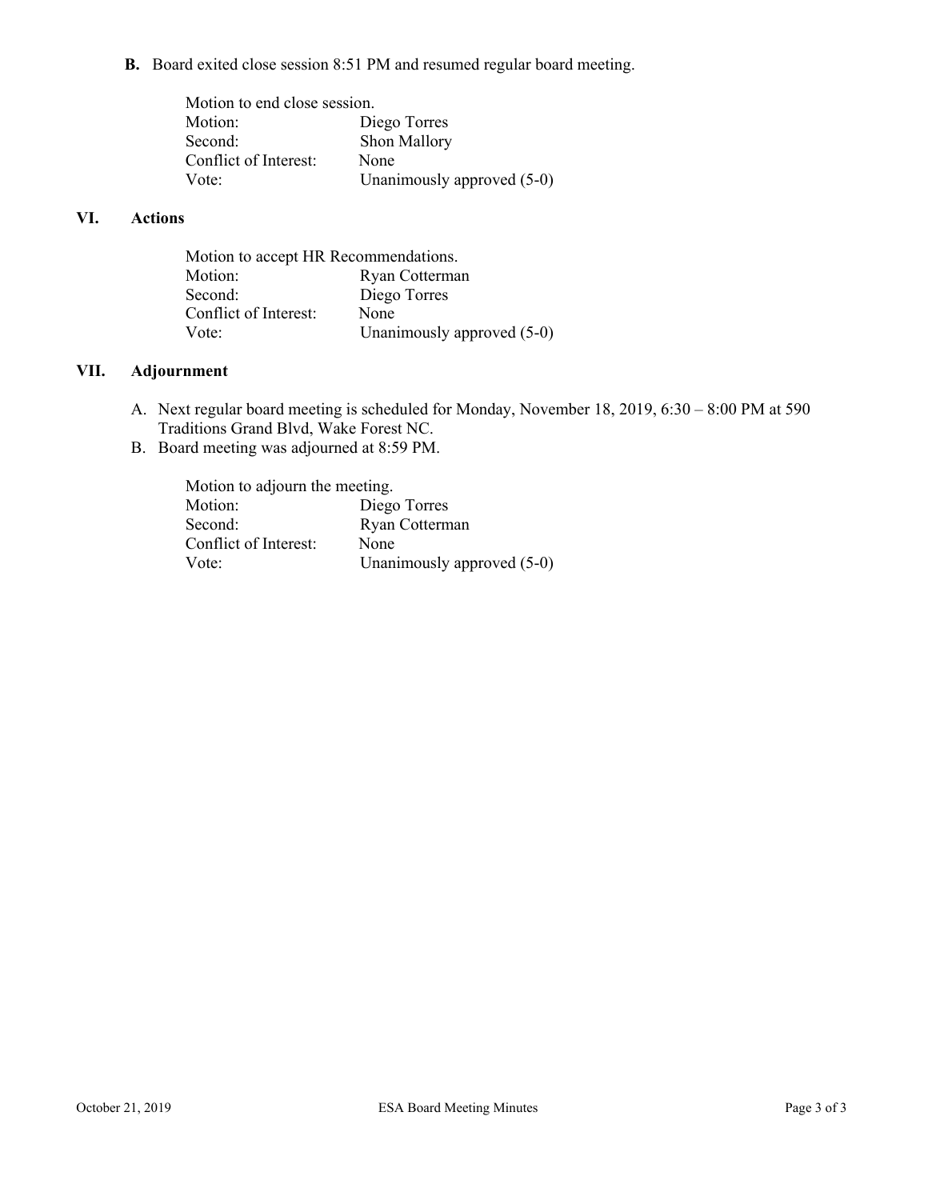**B.** Board exited close session 8:51 PM and resumed regular board meeting.

Motion to end close session.

| | |
|---|---|
| Motion: | Diego Torres |
| Second: | Shon Mallory |
| Conflict of Interest: | None |
| Vote: | Unanimously approved (5-0) |

## VI. Actions

Motion to accept HR Recommendations.

| | |
|---|---|
| Motion: | Ryan Cotterman |
| Second: | Diego Torres |
| Conflict of Interest: | None |
| Vote: | Unanimously approved (5-0) |

## VII. Adjournment

A. Next regular board meeting is scheduled for Monday, November 18, 2019, 6:30 – 8:00 PM at 590 Traditions Grand Blvd, Wake Forest NC.

B. Board meeting was adjourned at 8:59 PM.

Motion to adjourn the meeting.

| | |
|---|---|
| Motion: | Diego Torres |
| Second: | Ryan Cotterman |
| Conflict of Interest: | None |
| Vote: | Unanimously approved (5-0) |